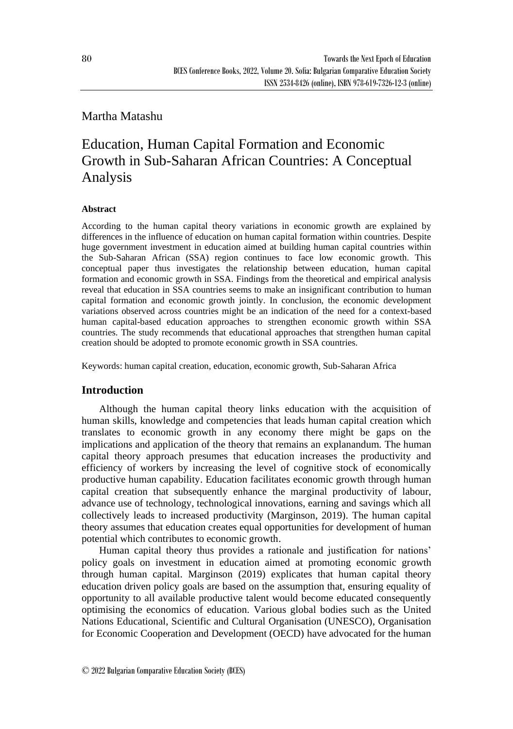Martha Matashu

# Education, Human Capital Formation and Economic Growth in Sub-Saharan African Countries: A Conceptual Analysis

### Abstract

According to the human capital theory variations in economic growth are explained by differences in the influence of education on human capital formation within countries. Despite huge government investment in education aimed at building human capital countries within the Sub-Saharan African (SSA) region continues to face low economic growth. This conceptual paper thus investigates the relationship between education, human capital formation and economic growth in SSA. Findings from the theoretical and empirical analysis reveal that education in SSA countries seems to make an insignificant contribution to human capital formation and economic growth jointly. In conclusion, the economic development variations observed across countries might be an indication of the need for a context-based human capital-based education approaches to strengthen economic growth within SSA countries. The study recommends that educational approaches that strengthen human capital creation should be adopted to promote economic growth in SSA countries.

Keywords: human capital creation, education, economic growth, Sub-Saharan Africa

## Introduction

Although the human capital theory links education with the acquisition of human skills, knowledge and competencies that leads human capital creation which translates to economic growth in any economy there might be gaps on the implications and application of the theory that remains an explanandum. The human capital theory approach presumes that education increases the productivity and efficiency of workers by increasing the level of cognitive stock of economically productive human capability. Education facilitates economic growth through human capital creation that subsequently enhance the marginal productivity of labour, advance use of technology, technological innovations, earning and savings which all collectively leads to increased productivity (Marginson, 2019). The human capital theory assumes that education creates equal opportunities for development of human potential which contributes to economic growth.

Human capital theory thus provides a rationale and justification for nations' policy goals on investment in education aimed at promoting economic growth through human capital. Marginson (2019) explicates that human capital theory education driven policy goals are based on the assumption that, ensuring equality of opportunity to all available productive talent would become educated consequently optimising the economics of education. Various global bodies such as the United Nations Educational, Scientific and Cultural Organisation (UNESCO), Organisation for Economic Cooperation and Development (OECD) have advocated for the human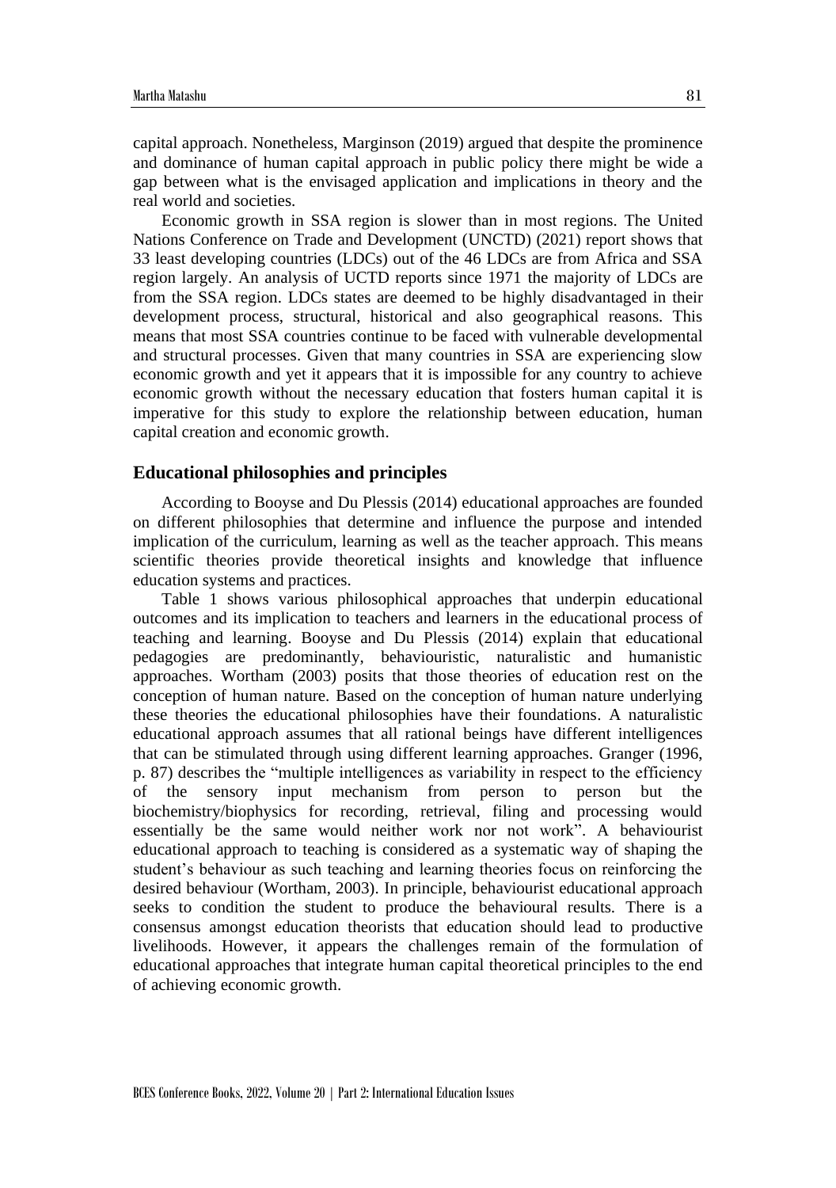capital approach. Nonetheless, Marginson (2019) argued that despite the prominence and dominance of human capital approach in public policy there might be wide a gap between what is the envisaged application and implications in theory and the real world and societies.

Economic growth in SSA region is slower than in most regions. The United Nations Conference on Trade and Development (UNCTD) (2021) report shows that 33 least developing countries (LDCs) out of the 46 LDCs are from Africa and SSA region largely. An analysis of UCTD reports since 1971 the majority of LDCs are from the SSA region. LDCs states are deemed to be highly disadvantaged in their development process, structural, historical and also geographical reasons. This means that most SSA countries continue to be faced with vulnerable developmental and structural processes. Given that many countries in SSA are experiencing slow economic growth and yet it appears that it is impossible for any country to achieve economic growth without the necessary education that fosters human capital it is imperative for this study to explore the relationship between education, human capital creation and economic growth.

## Educational philosophies and principles

According to Booyse and Du Plessis (2014) educational approaches are founded on different philosophies that determine and influence the purpose and intended implication of the curriculum, learning as well as the teacher approach. This means scientific theories provide theoretical insights and knowledge that influence education systems and practices.

Table 1 shows various philosophical approaches that underpin educational outcomes and its implication to teachers and learners in the educational process of teaching and learning. Booyse and Du Plessis (2014) explain that educational pedagogies are predominantly, behaviouristic, naturalistic and humanistic approaches. Wortham (2003) posits that those theories of education rest on the conception of human nature. Based on the conception of human nature underlying these theories the educational philosophies have their foundations. A naturalistic educational approach assumes that all rational beings have different intelligences that can be stimulated through using different learning approaches. Granger (1996, p. 87) describes the "multiple intelligences as variability in respect to the efficiency of the sensory input mechanism from person to person but the biochemistry/biophysics for recording, retrieval, filing and processing would essentially be the same would neither work nor not work". A behaviourist educational approach to teaching is considered as a systematic way of shaping the student's behaviour as such teaching and learning theories focus on reinforcing the desired behaviour (Wortham, 2003). In principle, behaviourist educational approach seeks to condition the student to produce the behavioural results. There is a consensus amongst education theorists that education should lead to productive livelihoods. However, it appears the challenges remain of the formulation of educational approaches that integrate human capital theoretical principles to the end of achieving economic growth.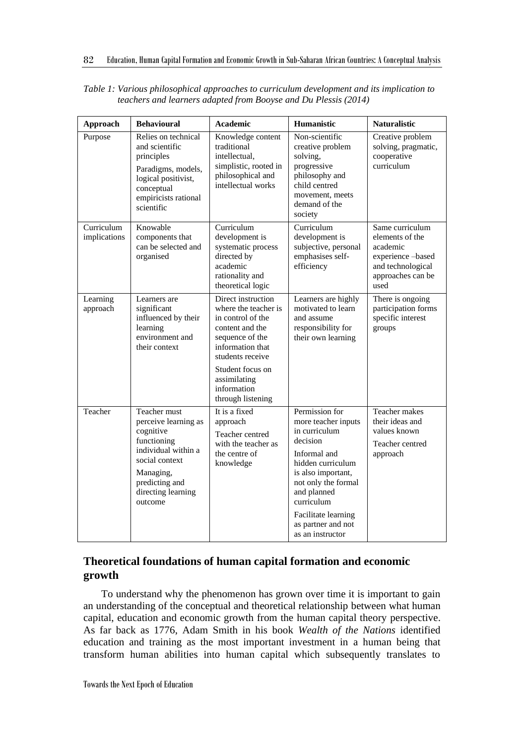*Table 1: Various philosophical approaches to curriculum development and its implication to teachers and learners adapted from Booyse and Du Plessis (2014)*

| Approach | Behavioural | Academic | Humanistic | Naturalistic |
|---|---|---|---|---|
| Purpose | Relies on technical and scientific principles<br>Paradigms, models, logical positivist, conceptual empiricists rational scientific | Knowledge content traditional intellectual, simplistic, rooted in philosophical and intellectual works | Non-scientific creative problem solving, progressive philosophy and child centred movement, meets demand of the society | Creative problem solving, pragmatic, cooperative curriculum |
| Curriculum implications | Knowable components that can be selected and organised | Curriculum development is systematic process directed by academic rationality and theoretical logic | Curriculum development is subjective, personal emphasises self-efficiency | Same curriculum elements of the academic experience –based and technological approaches can be used |
| Learning approach | Learners are significant influenced by their learning environment and their context | Direct instruction where the teacher is in control of the content and the sequence of the information that students receive<br>Student focus on assimilating information through listening | Learners are highly motivated to learn and assume responsibility for their own learning | There is ongoing participation forms specific interest groups |
| Teacher | Teacher must perceive learning as cognitive functioning individual within a social context<br>Managing, predicting and directing learning outcome | It is a fixed approach<br>Teacher centred with the teacher as the centre of knowledge | Permission for more teacher inputs in curriculum decision<br>Informal and hidden curriculum is also important, not only the formal and planned curriculum<br>Facilitate learning as partner and not as an instructor | Teacher makes their ideas and values known<br>Teacher centred approach |

## Theoretical foundations of human capital formation and economic growth

To understand why the phenomenon has grown over time it is important to gain an understanding of the conceptual and theoretical relationship between what human capital, education and economic growth from the human capital theory perspective. As far back as 1776, Adam Smith in his book *Wealth of the Nations* identified education and training as the most important investment in a human being that transform human abilities into human capital which subsequently translates to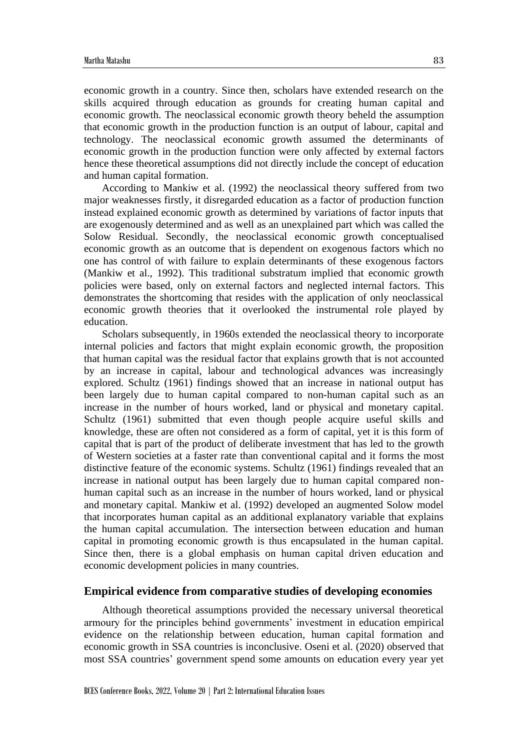economic growth in a country. Since then, scholars have extended research on the skills acquired through education as grounds for creating human capital and economic growth. The neoclassical economic growth theory beheld the assumption that economic growth in the production function is an output of labour, capital and technology. The neoclassical economic growth assumed the determinants of economic growth in the production function were only affected by external factors hence these theoretical assumptions did not directly include the concept of education and human capital formation.

According to Mankiw et al. (1992) the neoclassical theory suffered from two major weaknesses firstly, it disregarded education as a factor of production function instead explained economic growth as determined by variations of factor inputs that are exogenously determined and as well as an unexplained part which was called the Solow Residual. Secondly, the neoclassical economic growth conceptualised economic growth as an outcome that is dependent on exogenous factors which no one has control of with failure to explain determinants of these exogenous factors (Mankiw et al., 1992). This traditional substratum implied that economic growth policies were based, only on external factors and neglected internal factors. This demonstrates the shortcoming that resides with the application of only neoclassical economic growth theories that it overlooked the instrumental role played by education.

Scholars subsequently, in 1960s extended the neoclassical theory to incorporate internal policies and factors that might explain economic growth, the proposition that human capital was the residual factor that explains growth that is not accounted by an increase in capital, labour and technological advances was increasingly explored. Schultz (1961) findings showed that an increase in national output has been largely due to human capital compared to non-human capital such as an increase in the number of hours worked, land or physical and monetary capital. Schultz (1961) submitted that even though people acquire useful skills and knowledge, these are often not considered as a form of capital, yet it is this form of capital that is part of the product of deliberate investment that has led to the growth of Western societies at a faster rate than conventional capital and it forms the most distinctive feature of the economic systems. Schultz (1961) findings revealed that an increase in national output has been largely due to human capital compared non-human capital such as an increase in the number of hours worked, land or physical and monetary capital. Mankiw et al. (1992) developed an augmented Solow model that incorporates human capital as an additional explanatory variable that explains the human capital accumulation. The intersection between education and human capital in promoting economic growth is thus encapsulated in the human capital. Since then, there is a global emphasis on human capital driven education and economic development policies in many countries.

## Empirical evidence from comparative studies of developing economies

Although theoretical assumptions provided the necessary universal theoretical armoury for the principles behind governments' investment in education empirical evidence on the relationship between education, human capital formation and economic growth in SSA countries is inconclusive. Oseni et al. (2020) observed that most SSA countries' government spend some amounts on education every year yet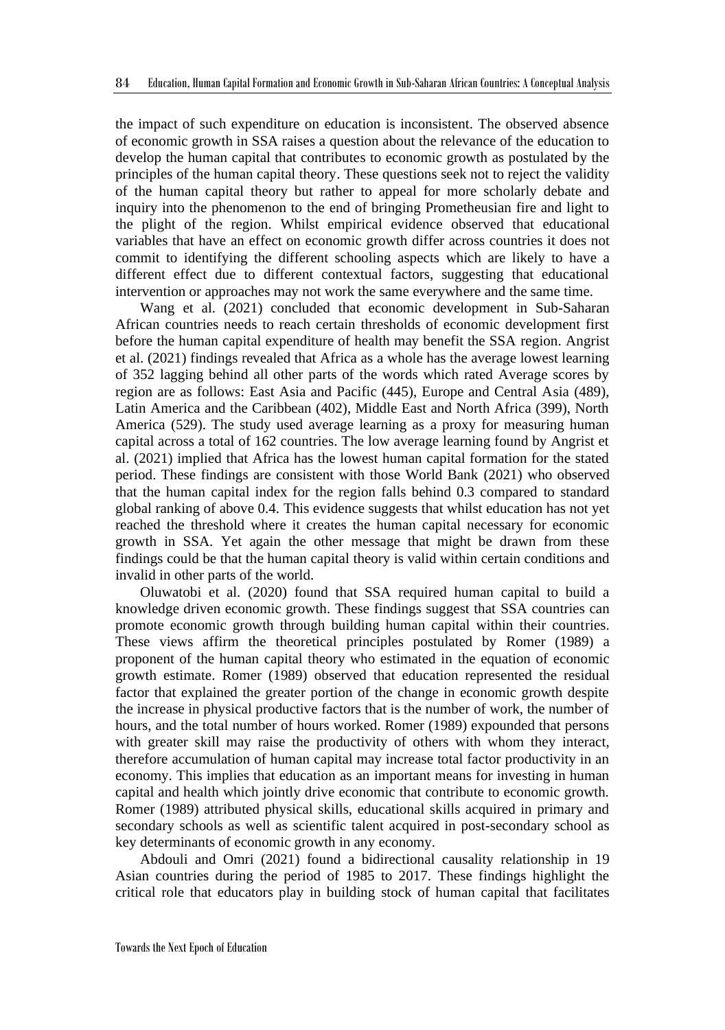the impact of such expenditure on education is inconsistent. The observed absence of economic growth in SSA raises a question about the relevance of the education to develop the human capital that contributes to economic growth as postulated by the principles of the human capital theory. These questions seek not to reject the validity of the human capital theory but rather to appeal for more scholarly debate and inquiry into the phenomenon to the end of bringing Prometheusian fire and light to the plight of the region. Whilst empirical evidence observed that educational variables that have an effect on economic growth differ across countries it does not commit to identifying the different schooling aspects which are likely to have a different effect due to different contextual factors, suggesting that educational intervention or approaches may not work the same everywhere and the same time.

Wang et al. (2021) concluded that economic development in Sub-Saharan African countries needs to reach certain thresholds of economic development first before the human capital expenditure of health may benefit the SSA region. Angrist et al. (2021) findings revealed that Africa as a whole has the average lowest learning of 352 lagging behind all other parts of the words which rated Average scores by region are as follows: East Asia and Pacific (445), Europe and Central Asia (489), Latin America and the Caribbean (402), Middle East and North Africa (399), North America (529). The study used average learning as a proxy for measuring human capital across a total of 162 countries. The low average learning found by Angrist et al. (2021) implied that Africa has the lowest human capital formation for the stated period. These findings are consistent with those World Bank (2021) who observed that the human capital index for the region falls behind 0.3 compared to standard global ranking of above 0.4. This evidence suggests that whilst education has not yet reached the threshold where it creates the human capital necessary for economic growth in SSA. Yet again the other message that might be drawn from these findings could be that the human capital theory is valid within certain conditions and invalid in other parts of the world.

Oluwatobi et al. (2020) found that SSA required human capital to build a knowledge driven economic growth. These findings suggest that SSA countries can promote economic growth through building human capital within their countries. These views affirm the theoretical principles postulated by Romer (1989) a proponent of the human capital theory who estimated in the equation of economic growth estimate. Romer (1989) observed that education represented the residual factor that explained the greater portion of the change in economic growth despite the increase in physical productive factors that is the number of work, the number of hours, and the total number of hours worked. Romer (1989) expounded that persons with greater skill may raise the productivity of others with whom they interact, therefore accumulation of human capital may increase total factor productivity in an economy. This implies that education as an important means for investing in human capital and health which jointly drive economic that contribute to economic growth. Romer (1989) attributed physical skills, educational skills acquired in primary and secondary schools as well as scientific talent acquired in post-secondary school as key determinants of economic growth in any economy.

Abdouli and Omri (2021) found a bidirectional causality relationship in 19 Asian countries during the period of 1985 to 2017. These findings highlight the critical role that educators play in building stock of human capital that facilitates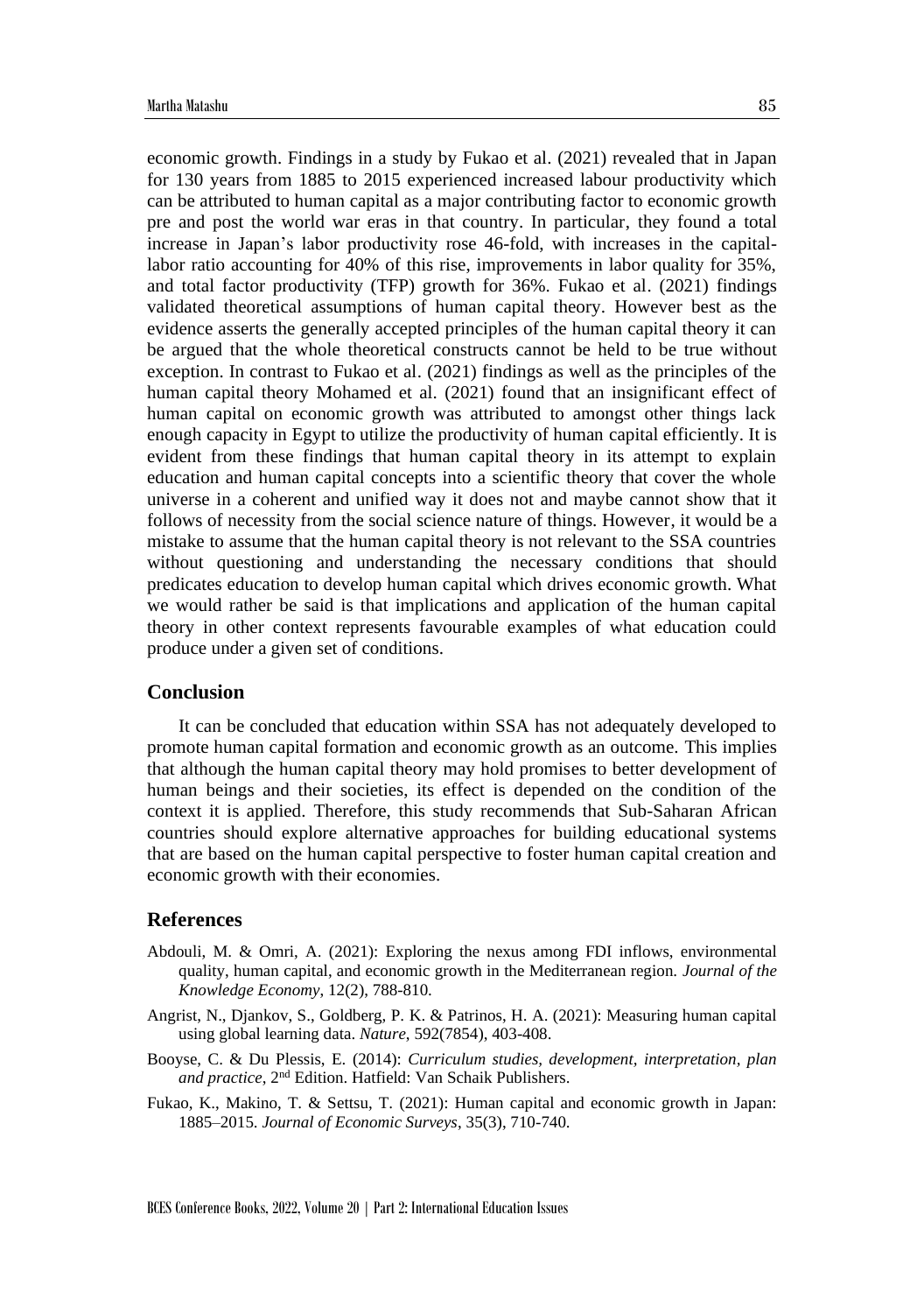economic growth. Findings in a study by Fukao et al. (2021) revealed that in Japan for 130 years from 1885 to 2015 experienced increased labour productivity which can be attributed to human capital as a major contributing factor to economic growth pre and post the world war eras in that country. In particular, they found a total increase in Japan's labor productivity rose 46-fold, with increases in the capital-labor ratio accounting for 40% of this rise, improvements in labor quality for 35%, and total factor productivity (TFP) growth for 36%. Fukao et al. (2021) findings validated theoretical assumptions of human capital theory. However best as the evidence asserts the generally accepted principles of the human capital theory it can be argued that the whole theoretical constructs cannot be held to be true without exception. In contrast to Fukao et al. (2021) findings as well as the principles of the human capital theory Mohamed et al. (2021) found that an insignificant effect of human capital on economic growth was attributed to amongst other things lack enough capacity in Egypt to utilize the productivity of human capital efficiently. It is evident from these findings that human capital theory in its attempt to explain education and human capital concepts into a scientific theory that cover the whole universe in a coherent and unified way it does not and maybe cannot show that it follows of necessity from the social science nature of things. However, it would be a mistake to assume that the human capital theory is not relevant to the SSA countries without questioning and understanding the necessary conditions that should predicates education to develop human capital which drives economic growth. What we would rather be said is that implications and application of the human capital theory in other context represents favourable examples of what education could produce under a given set of conditions.

## Conclusion

It can be concluded that education within SSA has not adequately developed to promote human capital formation and economic growth as an outcome. This implies that although the human capital theory may hold promises to better development of human beings and their societies, its effect is depended on the condition of the context it is applied. Therefore, this study recommends that Sub-Saharan African countries should explore alternative approaches for building educational systems that are based on the human capital perspective to foster human capital creation and economic growth with their economies.

## References

Abdouli, M. & Omri, A. (2021): Exploring the nexus among FDI inflows, environmental quality, human capital, and economic growth in the Mediterranean region. *Journal of the Knowledge Economy*, 12(2), 788-810.

Angrist, N., Djankov, S., Goldberg, P. K. & Patrinos, H. A. (2021): Measuring human capital using global learning data. *Nature*, 592(7854), 403-408.

Booyse, C. & Du Plessis, E. (2014): *Curriculum studies, development, interpretation, plan and practice*, 2nd Edition. Hatfield: Van Schaik Publishers.

Fukao, K., Makino, T. & Settsu, T. (2021): Human capital and economic growth in Japan: 1885–2015. *Journal of Economic Surveys*, 35(3), 710-740.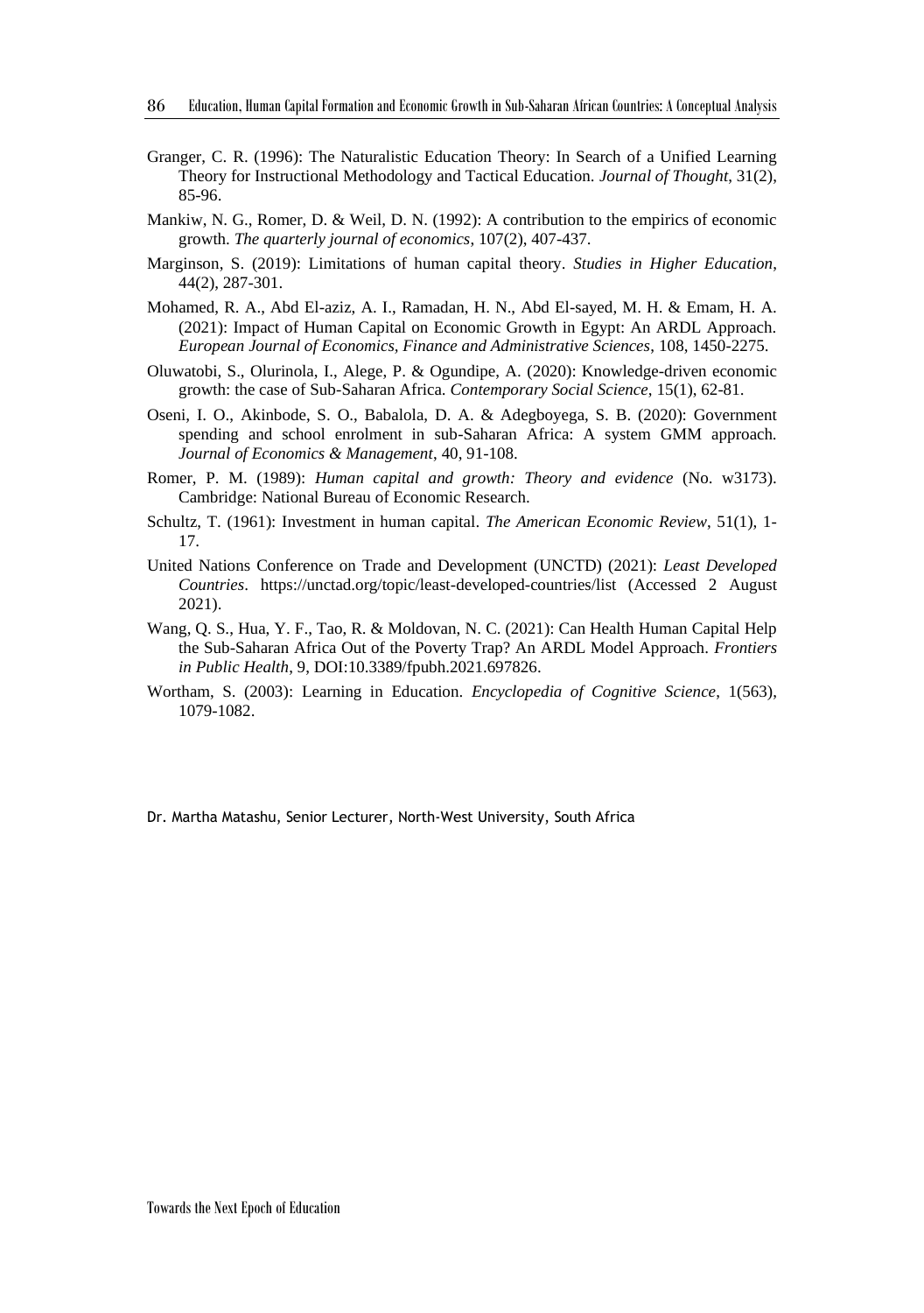Granger, C. R. (1996): The Naturalistic Education Theory: In Search of a Unified Learning Theory for Instructional Methodology and Tactical Education. *Journal of Thought*, 31(2), 85-96.

Mankiw, N. G., Romer, D. & Weil, D. N. (1992): A contribution to the empirics of economic growth. *The quarterly journal of economics*, 107(2), 407-437.

Marginson, S. (2019): Limitations of human capital theory. *Studies in Higher Education*, 44(2), 287-301.

Mohamed, R. A., Abd El-aziz, A. I., Ramadan, H. N., Abd El-sayed, M. H. & Emam, H. A. (2021): Impact of Human Capital on Economic Growth in Egypt: An ARDL Approach. *European Journal of Economics, Finance and Administrative Sciences*, 108, 1450-2275.

Oluwatobi, S., Olurinola, I., Alege, P. & Ogundipe, A. (2020): Knowledge-driven economic growth: the case of Sub-Saharan Africa. *Contemporary Social Science*, 15(1), 62-81.

Oseni, I. O., Akinbode, S. O., Babalola, D. A. & Adegboyega, S. B. (2020): Government spending and school enrolment in sub-Saharan Africa: A system GMM approach. *Journal of Economics & Management*, 40, 91-108.

Romer, P. M. (1989): *Human capital and growth: Theory and evidence* (No. w3173). Cambridge: National Bureau of Economic Research.

Schultz, T. (1961): Investment in human capital. *The American Economic Review*, 51(1), 1-17.

United Nations Conference on Trade and Development (UNCTD) (2021): *Least Developed Countries*. https://unctad.org/topic/least-developed-countries/list (Accessed 2 August 2021).

Wang, Q. S., Hua, Y. F., Tao, R. & Moldovan, N. C. (2021): Can Health Human Capital Help the Sub-Saharan Africa Out of the Poverty Trap? An ARDL Model Approach. *Frontiers in Public Health*, 9, DOI:10.3389/fpubh.2021.697826.

Wortham, S. (2003): Learning in Education. *Encyclopedia of Cognitive Science*, 1(563), 1079-1082.

Dr. Martha Matashu, Senior Lecturer, North-West University, South Africa